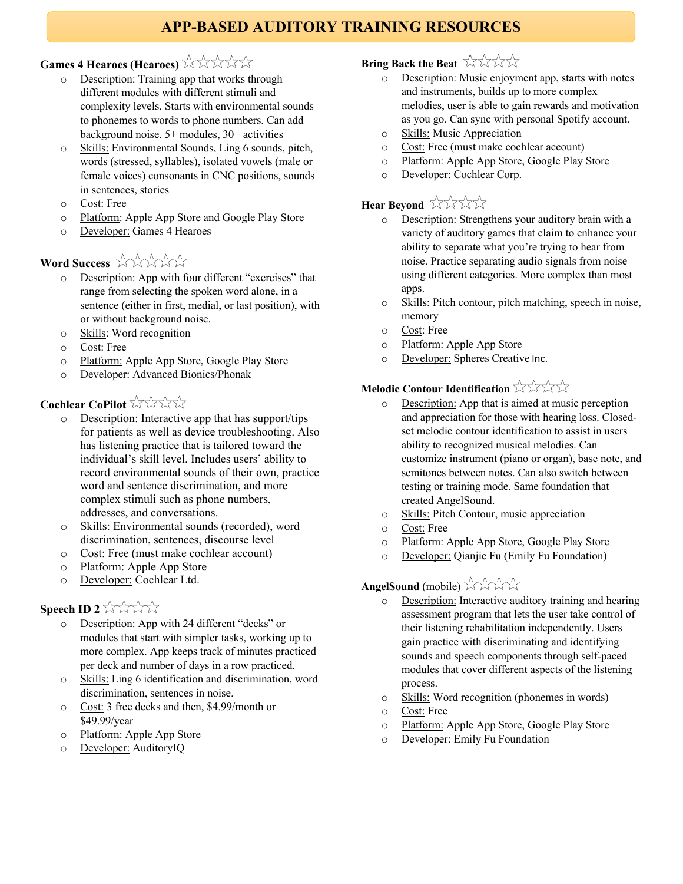# APP-BASED AUDITORY TRAINING RESOURCES

**Games 4 Hearoes (Hearoes)** ☆☆☆☆☆

- Description: Training app that works through different modules with different stimuli and complexity levels. Starts with environmental sounds to phonemes to words to phone numbers. Can add background noise. 5+ modules, 30+ activities
- Skills: Environmental Sounds, Ling 6 sounds, pitch, words (stressed, syllables), isolated vowels (male or female voices) consonants in CNC positions, sounds in sentences, stories
- Cost: Free
- Platform: Apple App Store and Google Play Store
- Developer: Games 4 Hearoes

**Word Success** ☆☆☆☆☆

- Description: App with four different "exercises" that range from selecting the spoken word alone, in a sentence (either in first, medial, or last position), with or without background noise.
- Skills: Word recognition
- Cost: Free
- Platform: Apple App Store, Google Play Store
- Developer: Advanced Bionics/Phonak

**Cochlear CoPilot** ☆☆☆☆☆

- Description: Interactive app that has support/tips for patients as well as device troubleshooting. Also has listening practice that is tailored toward the individual's skill level. Includes users' ability to record environmental sounds of their own, practice word and sentence discrimination, and more complex stimuli such as phone numbers, addresses, and conversations.
- Skills: Environmental sounds (recorded), word discrimination, sentences, discourse level
- Cost: Free (must make cochlear account)
- Platform: Apple App Store
- Developer: Cochlear Ltd.

**Speech ID 2** ☆☆☆☆☆

- Description: App with 24 different "decks" or modules that start with simpler tasks, working up to more complex. App keeps track of minutes practiced per deck and number of days in a row practiced.
- Skills: Ling 6 identification and discrimination, word discrimination, sentences in noise.
- Cost: 3 free decks and then, $4.99/month or $49.99/year
- Platform: Apple App Store
- Developer: AuditoryIQ

**Bring Back the Beat** ☆☆☆☆☆

- Description: Music enjoyment app, starts with notes and instruments, builds up to more complex melodies, user is able to gain rewards and motivation as you go. Can sync with personal Spotify account.
- Skills: Music Appreciation
- Cost: Free (must make cochlear account)
- Platform: Apple App Store, Google Play Store
- Developer: Cochlear Corp.

**Hear Beyond** ☆☆☆☆☆

- Description: Strengthens your auditory brain with a variety of auditory games that claim to enhance your ability to separate what you're trying to hear from noise. Practice separating audio signals from noise using different categories. More complex than most apps.
- Skills: Pitch contour, pitch matching, speech in noise, memory
- Cost: Free
- Platform: Apple App Store
- Developer: Spheres Creative Inc.

**Melodic Contour Identification** ☆☆☆☆☆

- Description: App that is aimed at music perception and appreciation for those with hearing loss. Closed-set melodic contour identification to assist in users ability to recognized musical melodies. Can customize instrument (piano or organ), base note, and semitones between notes. Can also switch between testing or training mode. Same foundation that created AngelSound.
- Skills: Pitch Contour, music appreciation
- Cost: Free
- Platform: Apple App Store, Google Play Store
- Developer: Qianjie Fu (Emily Fu Foundation)

**AngelSound** (mobile) ☆☆☆☆☆

- Description: Interactive auditory training and hearing assessment program that lets the user take control of their listening rehabilitation independently. Users gain practice with discriminating and identifying sounds and speech components through self-paced modules that cover different aspects of the listening process.
- Skills: Word recognition (phonemes in words)
- Cost: Free
- Platform: Apple App Store, Google Play Store
- Developer: Emily Fu Foundation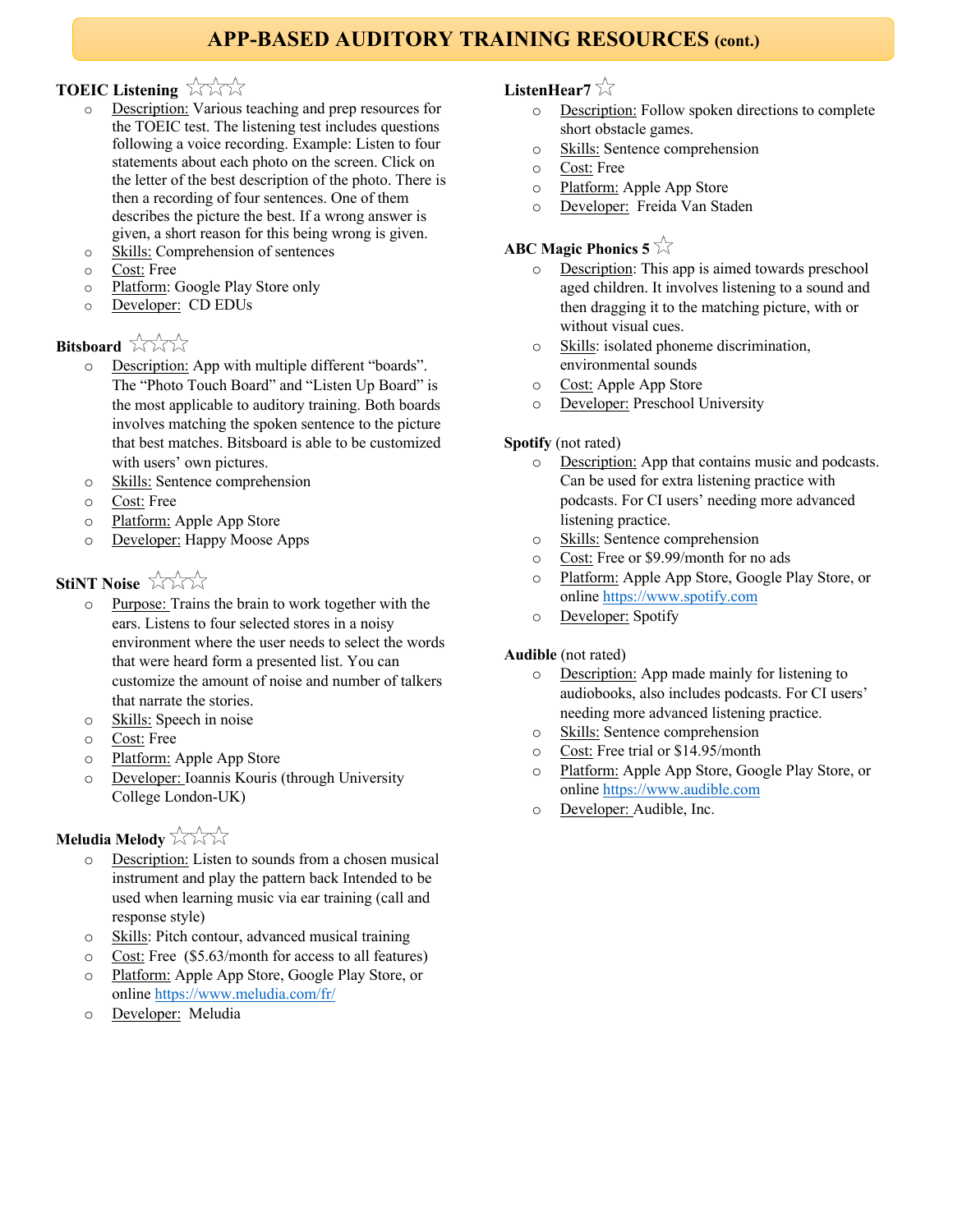## APP-BASED AUDITORY TRAINING RESOURCES (cont.)

**TOEIC Listening** ☆☆☆

- Description: Various teaching and prep resources for the TOEIC test. The listening test includes questions following a voice recording. Example: Listen to four statements about each photo on the screen. Click on the letter of the best description of the photo. There is then a recording of four sentences. One of them describes the picture the best. If a wrong answer is given, a short reason for this being wrong is given.
- Skills: Comprehension of sentences
- Cost: Free
- Platform: Google Play Store only
- Developer: CD EDUs

**Bitsboard** ☆☆☆

- Description: App with multiple different "boards". The "Photo Touch Board" and "Listen Up Board" is the most applicable to auditory training. Both boards involves matching the spoken sentence to the picture that best matches. Bitsboard is able to be customized with users' own pictures.
- Skills: Sentence comprehension
- Cost: Free
- Platform: Apple App Store
- Developer: Happy Moose Apps

**StiNT Noise** ☆☆☆

- Purpose: Trains the brain to work together with the ears. Listens to four selected stores in a noisy environment where the user needs to select the words that were heard form a presented list. You can customize the amount of noise and number of talkers that narrate the stories.
- Skills: Speech in noise
- Cost: Free
- Platform: Apple App Store
- Developer: Ioannis Kouris (through University College London-UK)

**Meludia Melody** ☆☆☆

- Description: Listen to sounds from a chosen musical instrument and play the pattern back Intended to be used when learning music via ear training (call and response style)
- Skills: Pitch contour, advanced musical training
- Cost: Free ($5.63/month for access to all features)
- Platform: Apple App Store, Google Play Store, or online https://www.meludia.com/fr/
- Developer: Meludia

**ListenHear7** ☆

- Description: Follow spoken directions to complete short obstacle games.
- Skills: Sentence comprehension
- Cost: Free
- Platform: Apple App Store
- Developer: Freida Van Staden

**ABC Magic Phonics 5** ☆

- Description: This app is aimed towards preschool aged children. It involves listening to a sound and then dragging it to the matching picture, with or without visual cues.
- Skills: isolated phoneme discrimination, environmental sounds
- Cost: Apple App Store
- Developer: Preschool University

**Spotify** (not rated)

- Description: App that contains music and podcasts. Can be used for extra listening practice with podcasts. For CI users' needing more advanced listening practice.
- Skills: Sentence comprehension
- Cost: Free or $9.99/month for no ads
- Platform: Apple App Store, Google Play Store, or online https://www.spotify.com
- Developer: Spotify

**Audible** (not rated)

- Description: App made mainly for listening to audiobooks, also includes podcasts. For CI users' needing more advanced listening practice.
- Skills: Sentence comprehension
- Cost: Free trial or $14.95/month
- Platform: Apple App Store, Google Play Store, or online https://www.audible.com
- Developer: Audible, Inc.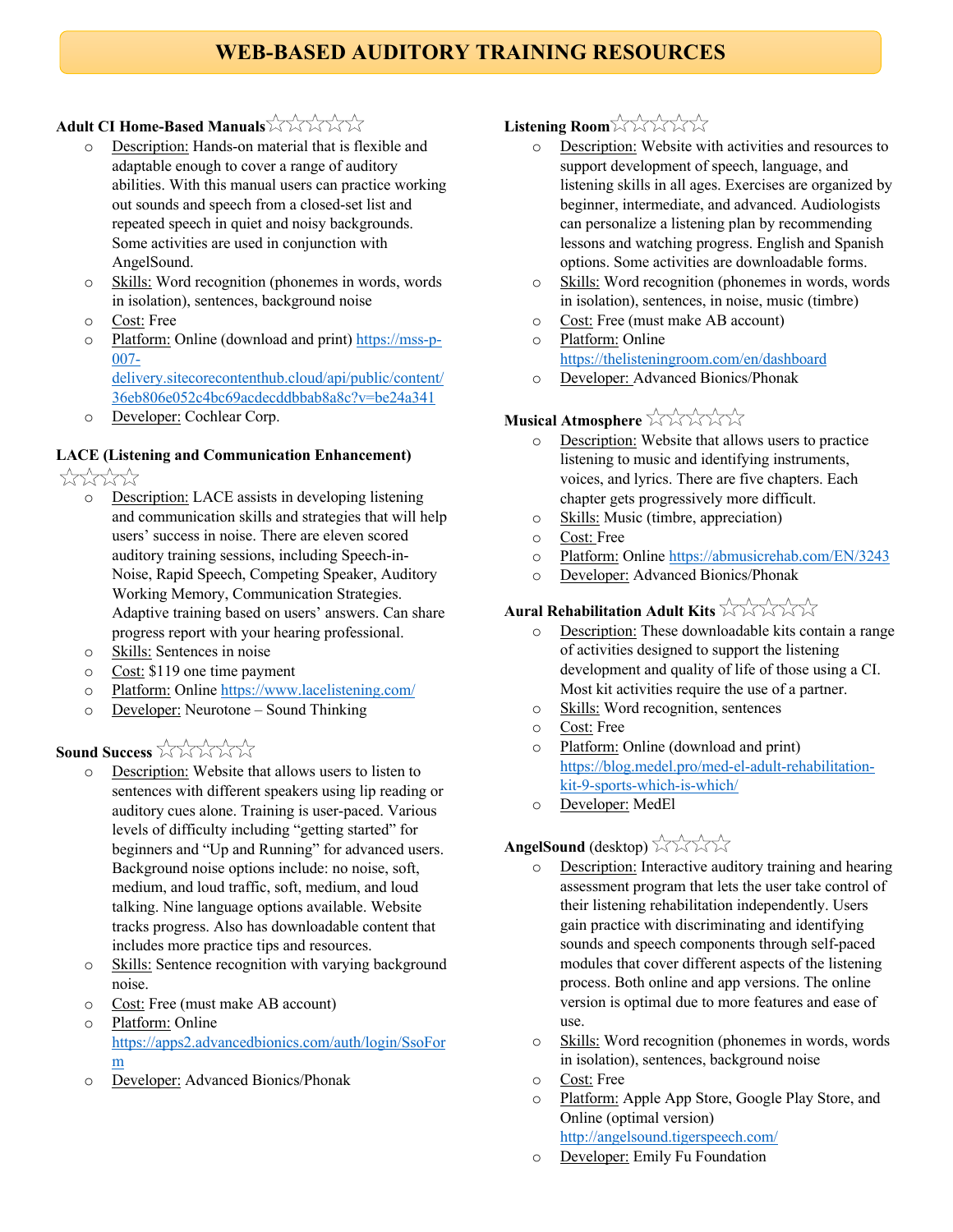# WEB-BASED AUDITORY TRAINING RESOURCES

**Adult CI Home-Based Manuals** ☆☆☆☆☆

- Description: Hands-on material that is flexible and adaptable enough to cover a range of auditory abilities. With this manual users can practice working out sounds and speech from a closed-set list and repeated speech in quiet and noisy backgrounds. Some activities are used in conjunction with AngelSound.
- Skills: Word recognition (phonemes in words, words in isolation), sentences, background noise
- Cost: Free
- Platform: Online (download and print) https://mss-p-007-delivery.sitecorecontenthub.cloud/api/public/content/36eb806e052c4bc69acdecddbbab8a8c?v=be24a341
- Developer: Cochlear Corp.

**LACE (Listening and Communication Enhancement)** ☆☆☆☆☆

- Description: LACE assists in developing listening and communication skills and strategies that will help users' success in noise. There are eleven scored auditory training sessions, including Speech-in-Noise, Rapid Speech, Competing Speaker, Auditory Working Memory, Communication Strategies. Adaptive training based on users' answers. Can share progress report with your hearing professional.
- Skills: Sentences in noise
- Cost: $119 one time payment
- Platform: Online https://www.lacelistening.com/
- Developer: Neurotone – Sound Thinking

**Sound Success** ☆☆☆☆☆

- Description: Website that allows users to listen to sentences with different speakers using lip reading or auditory cues alone. Training is user-paced. Various levels of difficulty including "getting started" for beginners and "Up and Running" for advanced users. Background noise options include: no noise, soft, medium, and loud traffic, soft, medium, and loud talking. Nine language options available. Website tracks progress. Also has downloadable content that includes more practice tips and resources.
- Skills: Sentence recognition with varying background noise.
- Cost: Free (must make AB account)
- Platform: Online https://apps2.advancedbionics.com/auth/login/SsoForm
- Developer: Advanced Bionics/Phonak

**Listening Room** ☆☆☆☆☆

- Description: Website with activities and resources to support development of speech, language, and listening skills in all ages. Exercises are organized by beginner, intermediate, and advanced. Audiologists can personalize a listening plan by recommending lessons and watching progress. English and Spanish options. Some activities are downloadable forms.
- Skills: Word recognition (phonemes in words, words in isolation), sentences, in noise, music (timbre)
- Cost: Free (must make AB account)
- Platform: Online https://thelisteningroom.com/en/dashboard
- Developer: Advanced Bionics/Phonak

**Musical Atmosphere** ☆☆☆☆☆

- Description: Website that allows users to practice listening to music and identifying instruments, voices, and lyrics. There are five chapters. Each chapter gets progressively more difficult.
- Skills: Music (timbre, appreciation)
- Cost: Free
- Platform: Online https://abmusicrehab.com/EN/3243
- Developer: Advanced Bionics/Phonak

**Aural Rehabilitation Adult Kits** ☆☆☆☆☆

- Description: These downloadable kits contain a range of activities designed to support the listening development and quality of life of those using a CI. Most kit activities require the use of a partner.
- Skills: Word recognition, sentences
- Cost: Free
- Platform: Online (download and print) https://blog.medel.pro/med-el-adult-rehabilitation-kit-9-sports-which-is-which/
- Developer: MedEl

**AngelSound** (desktop) ☆☆☆☆☆

- Description: Interactive auditory training and hearing assessment program that lets the user take control of their listening rehabilitation independently. Users gain practice with discriminating and identifying sounds and speech components through self-paced modules that cover different aspects of the listening process. Both online and app versions. The online version is optimal due to more features and ease of use.
- Skills: Word recognition (phonemes in words, words in isolation), sentences, background noise
- Cost: Free
- Platform: Apple App Store, Google Play Store, and Online (optimal version) http://angelsound.tigerspeech.com/
- Developer: Emily Fu Foundation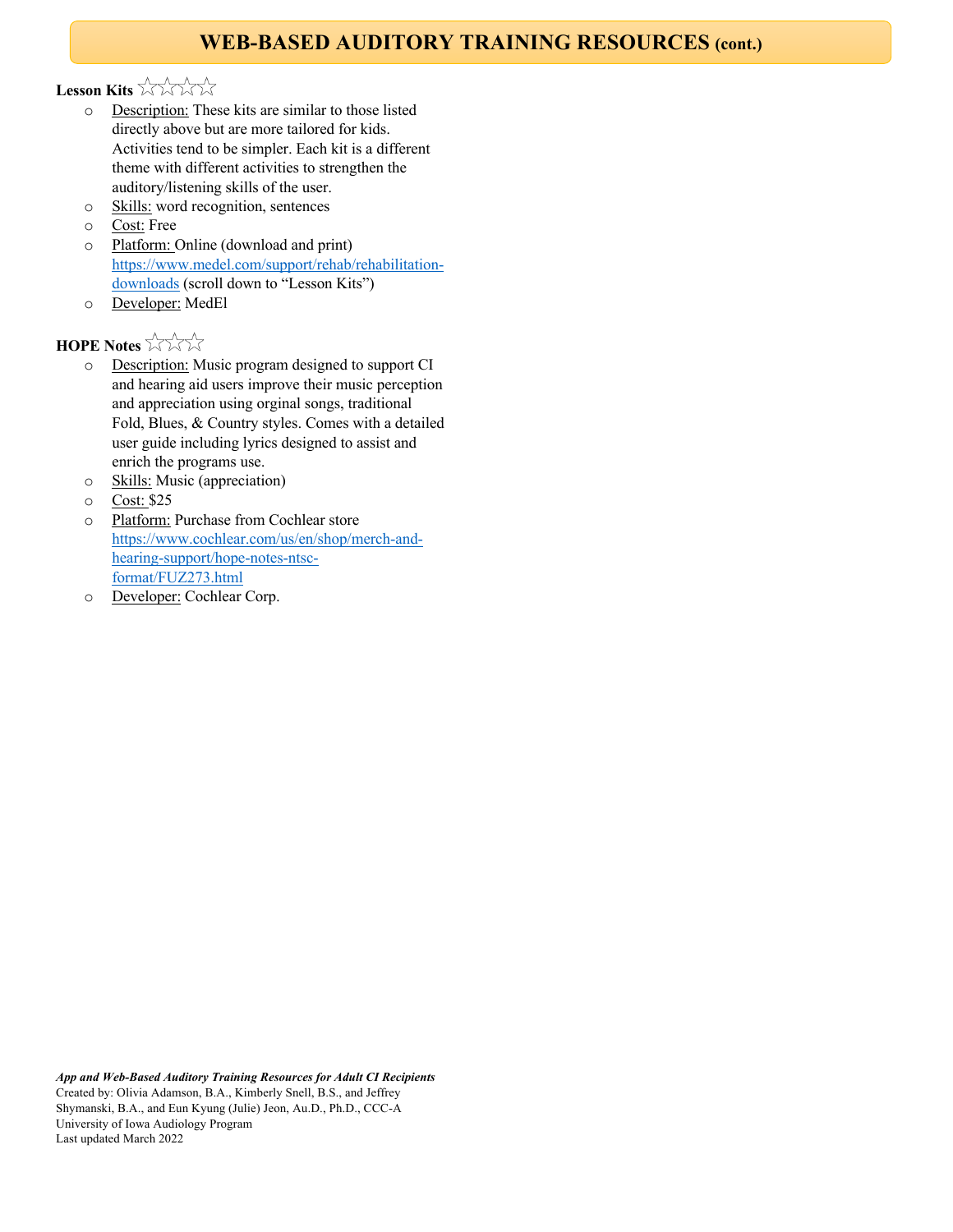## WEB-BASED AUDITORY TRAINING RESOURCES (cont.)

**Lesson Kits** ☆☆☆☆☆

- Description: These kits are similar to those listed directly above but are more tailored for kids. Activities tend to be simpler. Each kit is a different theme with different activities to strengthen the auditory/listening skills of the user.
- Skills: word recognition, sentences
- Cost: Free
- Platform: Online (download and print) https://www.medel.com/support/rehab/rehabilitation-downloads (scroll down to "Lesson Kits")
- Developer: MedEl

**HOPE Notes** ☆☆☆

- Description: Music program designed to support CI and hearing aid users improve their music perception and appreciation using orginal songs, traditional Fold, Blues, & Country styles. Comes with a detailed user guide including lyrics designed to assist and enrich the programs use.
- Skills: Music (appreciation)
- Cost: $25
- Platform: Purchase from Cochlear store https://www.cochlear.com/us/en/shop/merch-and-hearing-support/hope-notes-ntsc-format/FUZ273.html
- Developer: Cochlear Corp.

***App and Web-Based Auditory Training Resources for Adult CI Recipients***
Created by: Olivia Adamson, B.A., Kimberly Snell, B.S., and Jeffrey Shymanski, B.A., and Eun Kyung (Julie) Jeon, Au.D., Ph.D., CCC-A
University of Iowa Audiology Program
Last updated March 2022